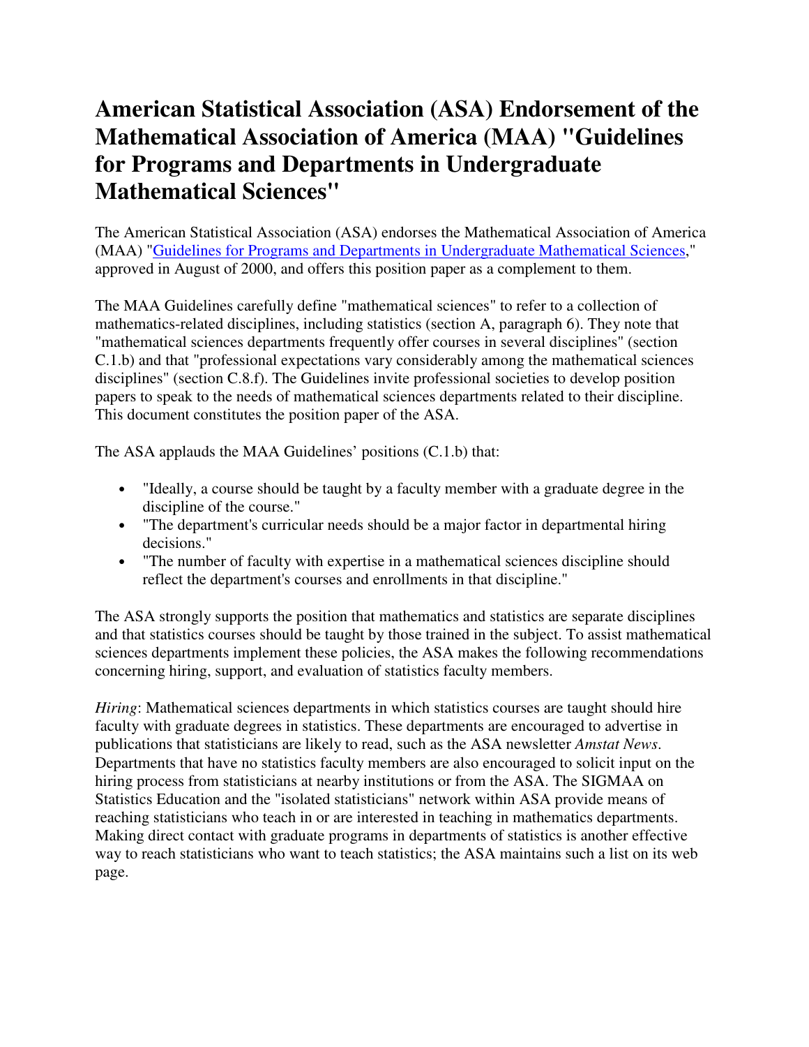# American Statistical Association (ASA) Endorsement of the Mathematical Association of America (MAA) "Guidelines for Programs and Departments in Undergraduate Mathematical Sciences"

The American Statistical Association (ASA) endorses the Mathematical Association of America (MAA) "Guidelines for Programs and Departments in Undergraduate Mathematical Sciences," approved in August of 2000, and offers this position paper as a complement to them.

The MAA Guidelines carefully define "mathematical sciences" to refer to a collection of mathematics-related disciplines, including statistics (section A, paragraph 6). They note that "mathematical sciences departments frequently offer courses in several disciplines" (section C.1.b) and that "professional expectations vary considerably among the mathematical sciences disciplines" (section C.8.f). The Guidelines invite professional societies to develop position papers to speak to the needs of mathematical sciences departments related to their discipline. This document constitutes the position paper of the ASA.

The ASA applauds the MAA Guidelines' positions (C.1.b) that:

- "Ideally, a course should be taught by a faculty member with a graduate degree in the discipline of the course."
- "The department's curricular needs should be a major factor in departmental hiring decisions."
- "The number of faculty with expertise in a mathematical sciences discipline should reflect the department's courses and enrollments in that discipline."

The ASA strongly supports the position that mathematics and statistics are separate disciplines and that statistics courses should be taught by those trained in the subject. To assist mathematical sciences departments implement these policies, the ASA makes the following recommendations concerning hiring, support, and evaluation of statistics faculty members.

*Hiring*: Mathematical sciences departments in which statistics courses are taught should hire faculty with graduate degrees in statistics. These departments are encouraged to advertise in publications that statisticians are likely to read, such as the ASA newsletter *Amstat News*. Departments that have no statistics faculty members are also encouraged to solicit input on the hiring process from statisticians at nearby institutions or from the ASA. The SIGMAA on Statistics Education and the "isolated statisticians" network within ASA provide means of reaching statisticians who teach in or are interested in teaching in mathematics departments. Making direct contact with graduate programs in departments of statistics is another effective way to reach statisticians who want to teach statistics; the ASA maintains such a list on its web page.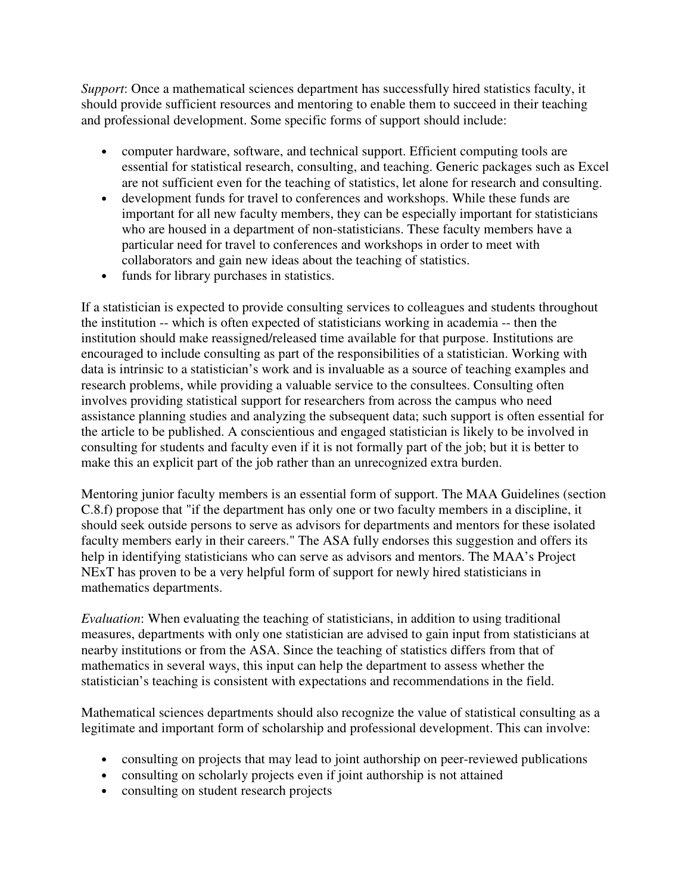*Support*: Once a mathematical sciences department has successfully hired statistics faculty, it should provide sufficient resources and mentoring to enable them to succeed in their teaching and professional development. Some specific forms of support should include:

- computer hardware, software, and technical support. Efficient computing tools are essential for statistical research, consulting, and teaching. Generic packages such as Excel are not sufficient even for the teaching of statistics, let alone for research and consulting.
- development funds for travel to conferences and workshops. While these funds are important for all new faculty members, they can be especially important for statisticians who are housed in a department of non-statisticians. These faculty members have a particular need for travel to conferences and workshops in order to meet with collaborators and gain new ideas about the teaching of statistics.
- funds for library purchases in statistics.

If a statistician is expected to provide consulting services to colleagues and students throughout the institution -- which is often expected of statisticians working in academia -- then the institution should make reassigned/released time available for that purpose. Institutions are encouraged to include consulting as part of the responsibilities of a statistician. Working with data is intrinsic to a statistician's work and is invaluable as a source of teaching examples and research problems, while providing a valuable service to the consultees. Consulting often involves providing statistical support for researchers from across the campus who need assistance planning studies and analyzing the subsequent data; such support is often essential for the article to be published. A conscientious and engaged statistician is likely to be involved in consulting for students and faculty even if it is not formally part of the job; but it is better to make this an explicit part of the job rather than an unrecognized extra burden.

Mentoring junior faculty members is an essential form of support. The MAA Guidelines (section C.8.f) propose that "if the department has only one or two faculty members in a discipline, it should seek outside persons to serve as advisors for departments and mentors for these isolated faculty members early in their careers." The ASA fully endorses this suggestion and offers its help in identifying statisticians who can serve as advisors and mentors. The MAA's Project NExT has proven to be a very helpful form of support for newly hired statisticians in mathematics departments.

*Evaluation*: When evaluating the teaching of statisticians, in addition to using traditional measures, departments with only one statistician are advised to gain input from statisticians at nearby institutions or from the ASA. Since the teaching of statistics differs from that of mathematics in several ways, this input can help the department to assess whether the statistician's teaching is consistent with expectations and recommendations in the field.

Mathematical sciences departments should also recognize the value of statistical consulting as a legitimate and important form of scholarship and professional development. This can involve:

- consulting on projects that may lead to joint authorship on peer-reviewed publications
- consulting on scholarly projects even if joint authorship is not attained
- consulting on student research projects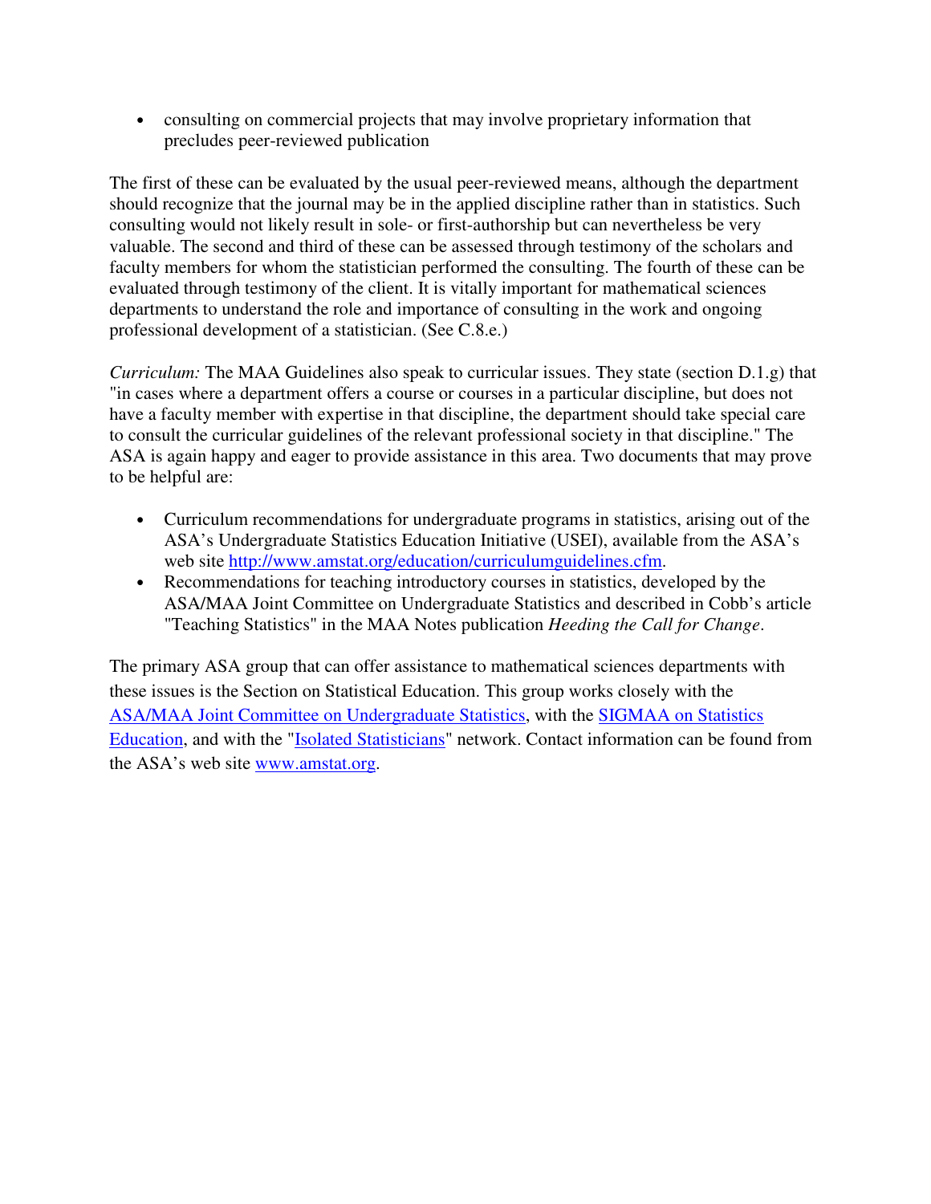- consulting on commercial projects that may involve proprietary information that precludes peer-reviewed publication

The first of these can be evaluated by the usual peer-reviewed means, although the department should recognize that the journal may be in the applied discipline rather than in statistics. Such consulting would not likely result in sole- or first-authorship but can nevertheless be very valuable. The second and third of these can be assessed through testimony of the scholars and faculty members for whom the statistician performed the consulting. The fourth of these can be evaluated through testimony of the client. It is vitally important for mathematical sciences departments to understand the role and importance of consulting in the work and ongoing professional development of a statistician. (See C.8.e.)

*Curriculum:* The MAA Guidelines also speak to curricular issues. They state (section D.1.g) that "in cases where a department offers a course or courses in a particular discipline, but does not have a faculty member with expertise in that discipline, the department should take special care to consult the curricular guidelines of the relevant professional society in that discipline." The ASA is again happy and eager to provide assistance in this area. Two documents that may prove to be helpful are:

- Curriculum recommendations for undergraduate programs in statistics, arising out of the ASA's Undergraduate Statistics Education Initiative (USEI), available from the ASA's web site [http://www.amstat.org/education/curriculumguidelines.cfm](http://www.amstat.org/education/curriculumguidelines.cfm).
- Recommendations for teaching introductory courses in statistics, developed by the ASA/MAA Joint Committee on Undergraduate Statistics and described in Cobb's article "Teaching Statistics" in the MAA Notes publication *Heeding the Call for Change*.

The primary ASA group that can offer assistance to mathematical sciences departments with these issues is the Section on Statistical Education. This group works closely with the ASA/MAA Joint Committee on Undergraduate Statistics, with the SIGMAA on Statistics Education, and with the "Isolated Statisticians" network. Contact information can be found from the ASA's web site [www.amstat.org](http://www.amstat.org).